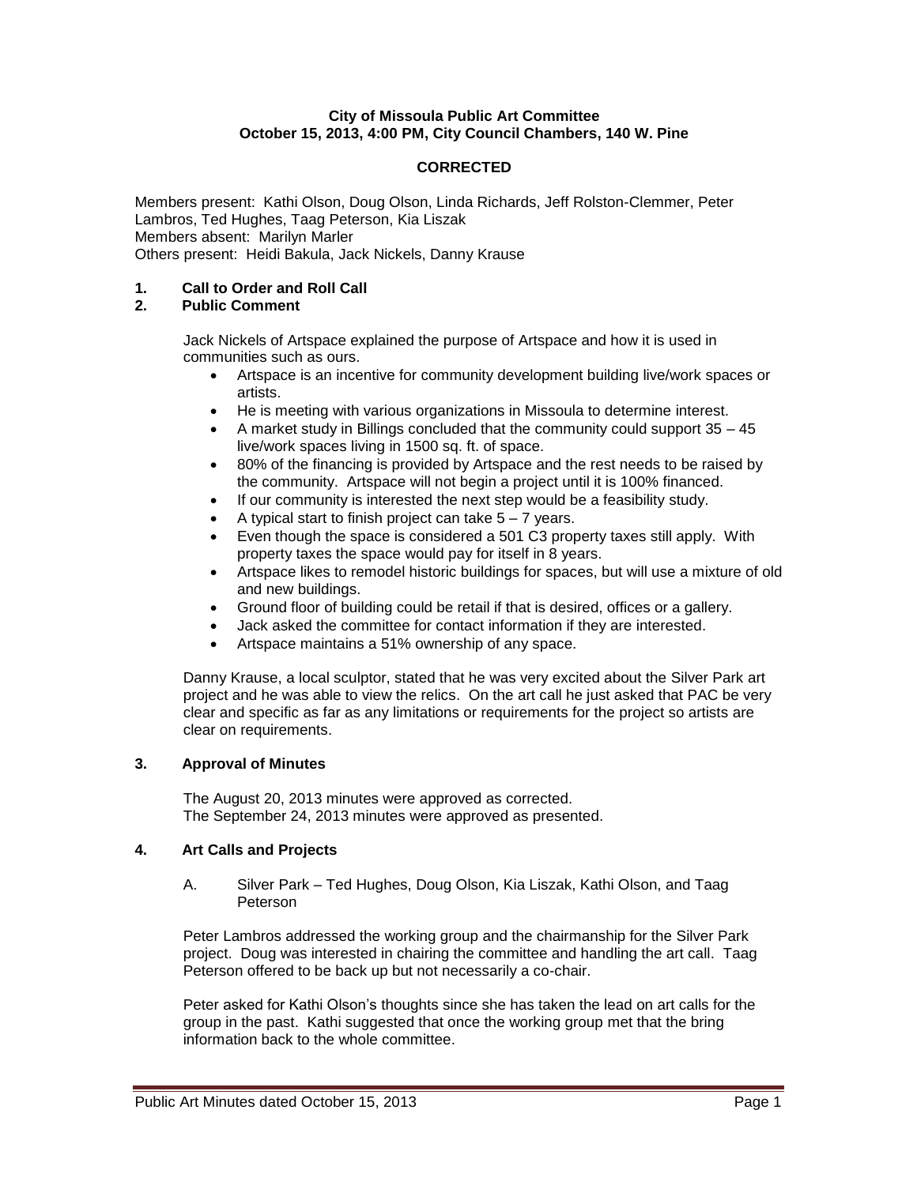**City of Missoula Public Art Committee**
**October 15, 2013, 4:00 PM, City Council Chambers, 140 W. Pine**

**CORRECTED**

Members present: Kathi Olson, Doug Olson, Linda Richards, Jeff Rolston-Clemmer, Peter Lambros, Ted Hughes, Taag Peterson, Kia Liszak
Members absent: Marilyn Marler
Others present: Heidi Bakula, Jack Nickels, Danny Krause

## 1. Call to Order and Roll Call

## 2. Public Comment

Jack Nickels of Artspace explained the purpose of Artspace and how it is used in communities such as ours.

- Artspace is an incentive for community development building live/work spaces or artists.
- He is meeting with various organizations in Missoula to determine interest.
- A market study in Billings concluded that the community could support 35 – 45 live/work spaces living in 1500 sq. ft. of space.
- 80% of the financing is provided by Artspace and the rest needs to be raised by the community. Artspace will not begin a project until it is 100% financed.
- If our community is interested the next step would be a feasibility study.
- A typical start to finish project can take 5 – 7 years.
- Even though the space is considered a 501 C3 property taxes still apply. With property taxes the space would pay for itself in 8 years.
- Artspace likes to remodel historic buildings for spaces, but will use a mixture of old and new buildings.
- Ground floor of building could be retail if that is desired, offices or a gallery.
- Jack asked the committee for contact information if they are interested.
- Artspace maintains a 51% ownership of any space.

Danny Krause, a local sculptor, stated that he was very excited about the Silver Park art project and he was able to view the relics. On the art call he just asked that PAC be very clear and specific as far as any limitations or requirements for the project so artists are clear on requirements.

## 3. Approval of Minutes

The August 20, 2013 minutes were approved as corrected.
The September 24, 2013 minutes were approved as presented.

## 4. Art Calls and Projects

A. Silver Park – Ted Hughes, Doug Olson, Kia Liszak, Kathi Olson, and Taag Peterson

Peter Lambros addressed the working group and the chairmanship for the Silver Park project. Doug was interested in chairing the committee and handling the art call. Taag Peterson offered to be back up but not necessarily a co-chair.

Peter asked for Kathi Olson's thoughts since she has taken the lead on art calls for the group in the past. Kathi suggested that once the working group met that the bring information back to the whole committee.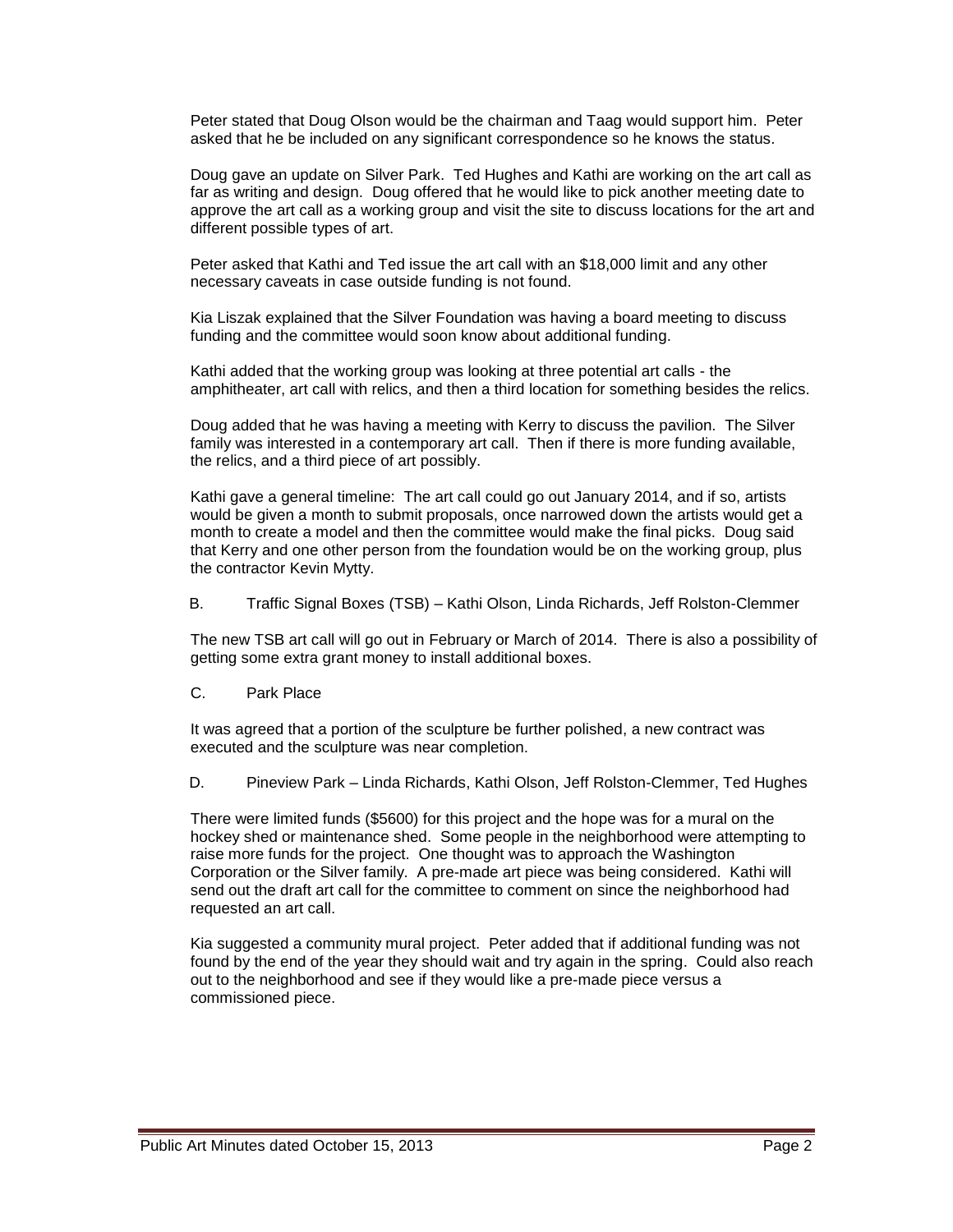Peter stated that Doug Olson would be the chairman and Taag would support him. Peter asked that he be included on any significant correspondence so he knows the status.

Doug gave an update on Silver Park. Ted Hughes and Kathi are working on the art call as far as writing and design. Doug offered that he would like to pick another meeting date to approve the art call as a working group and visit the site to discuss locations for the art and different possible types of art.

Peter asked that Kathi and Ted issue the art call with an $18,000 limit and any other necessary caveats in case outside funding is not found.

Kia Liszak explained that the Silver Foundation was having a board meeting to discuss funding and the committee would soon know about additional funding.

Kathi added that the working group was looking at three potential art calls - the amphitheater, art call with relics, and then a third location for something besides the relics.

Doug added that he was having a meeting with Kerry to discuss the pavilion. The Silver family was interested in a contemporary art call. Then if there is more funding available, the relics, and a third piece of art possibly.

Kathi gave a general timeline: The art call could go out January 2014, and if so, artists would be given a month to submit proposals, once narrowed down the artists would get a month to create a model and then the committee would make the final picks. Doug said that Kerry and one other person from the foundation would be on the working group, plus the contractor Kevin Mytty.

B. Traffic Signal Boxes (TSB) – Kathi Olson, Linda Richards, Jeff Rolston-Clemmer

The new TSB art call will go out in February or March of 2014. There is also a possibility of getting some extra grant money to install additional boxes.

C. Park Place

It was agreed that a portion of the sculpture be further polished, a new contract was executed and the sculpture was near completion.

D. Pineview Park – Linda Richards, Kathi Olson, Jeff Rolston-Clemmer, Ted Hughes

There were limited funds ($5600) for this project and the hope was for a mural on the hockey shed or maintenance shed. Some people in the neighborhood were attempting to raise more funds for the project. One thought was to approach the Washington Corporation or the Silver family. A pre-made art piece was being considered. Kathi will send out the draft art call for the committee to comment on since the neighborhood had requested an art call.

Kia suggested a community mural project. Peter added that if additional funding was not found by the end of the year they should wait and try again in the spring. Could also reach out to the neighborhood and see if they would like a pre-made piece versus a commissioned piece.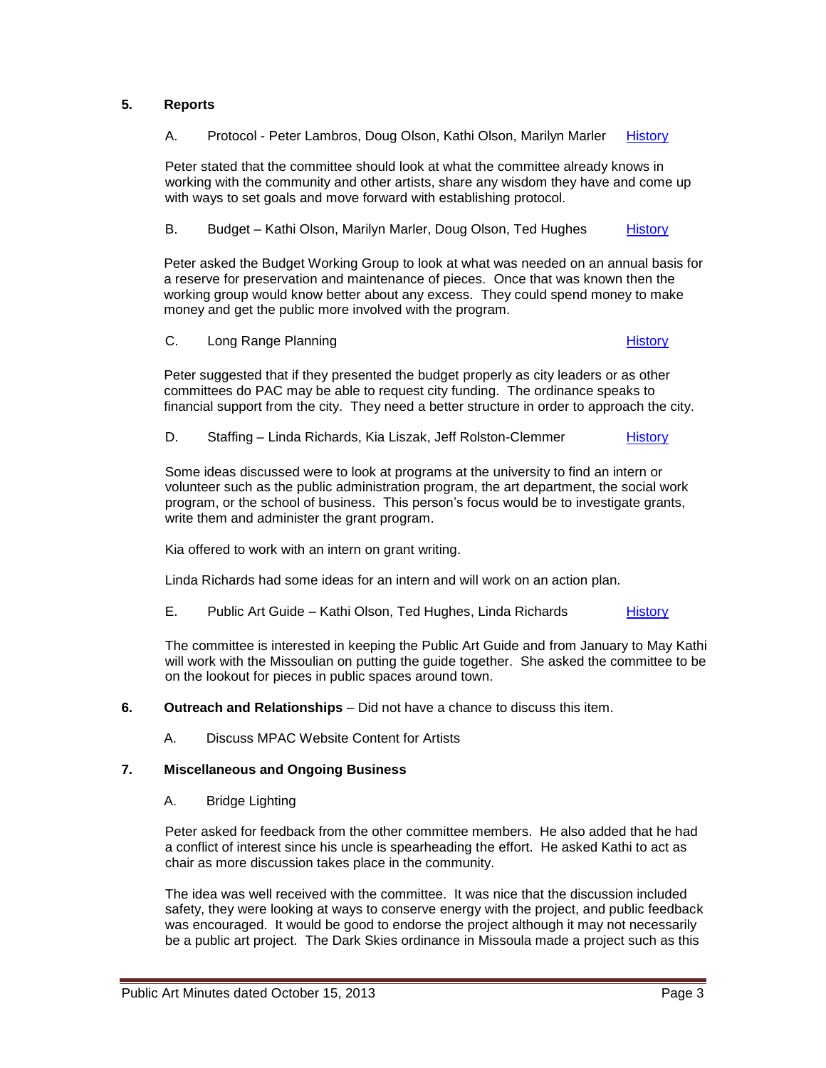## 5. Reports

A. Protocol - Peter Lambros, Doug Olson, Kathi Olson, Marilyn Marler [History]

Peter stated that the committee should look at what the committee already knows in working with the community and other artists, share any wisdom they have and come up with ways to set goals and move forward with establishing protocol.

B. Budget – Kathi Olson, Marilyn Marler, Doug Olson, Ted Hughes [History]

Peter asked the Budget Working Group to look at what was needed on an annual basis for a reserve for preservation and maintenance of pieces. Once that was known then the working group would know better about any excess. They could spend money to make money and get the public more involved with the program.

C. Long Range Planning [History]

Peter suggested that if they presented the budget properly as city leaders or as other committees do PAC may be able to request city funding. The ordinance speaks to financial support from the city. They need a better structure in order to approach the city.

D. Staffing – Linda Richards, Kia Liszak, Jeff Rolston-Clemmer [History]

Some ideas discussed were to look at programs at the university to find an intern or volunteer such as the public administration program, the art department, the social work program, or the school of business. This person's focus would be to investigate grants, write them and administer the grant program.

Kia offered to work with an intern on grant writing.

Linda Richards had some ideas for an intern and will work on an action plan.

E. Public Art Guide – Kathi Olson, Ted Hughes, Linda Richards [History]

The committee is interested in keeping the Public Art Guide and from January to May Kathi will work with the Missoulian on putting the guide together. She asked the committee to be on the lookout for pieces in public spaces around town.

## 6. Outreach and Relationships – Did not have a chance to discuss this item.

A. Discuss MPAC Website Content for Artists

## 7. Miscellaneous and Ongoing Business

A. Bridge Lighting

Peter asked for feedback from the other committee members. He also added that he had a conflict of interest since his uncle is spearheading the effort. He asked Kathi to act as chair as more discussion takes place in the community.

The idea was well received with the committee. It was nice that the discussion included safety, they were looking at ways to conserve energy with the project, and public feedback was encouraged. It would be good to endorse the project although it may not necessarily be a public art project. The Dark Skies ordinance in Missoula made a project such as this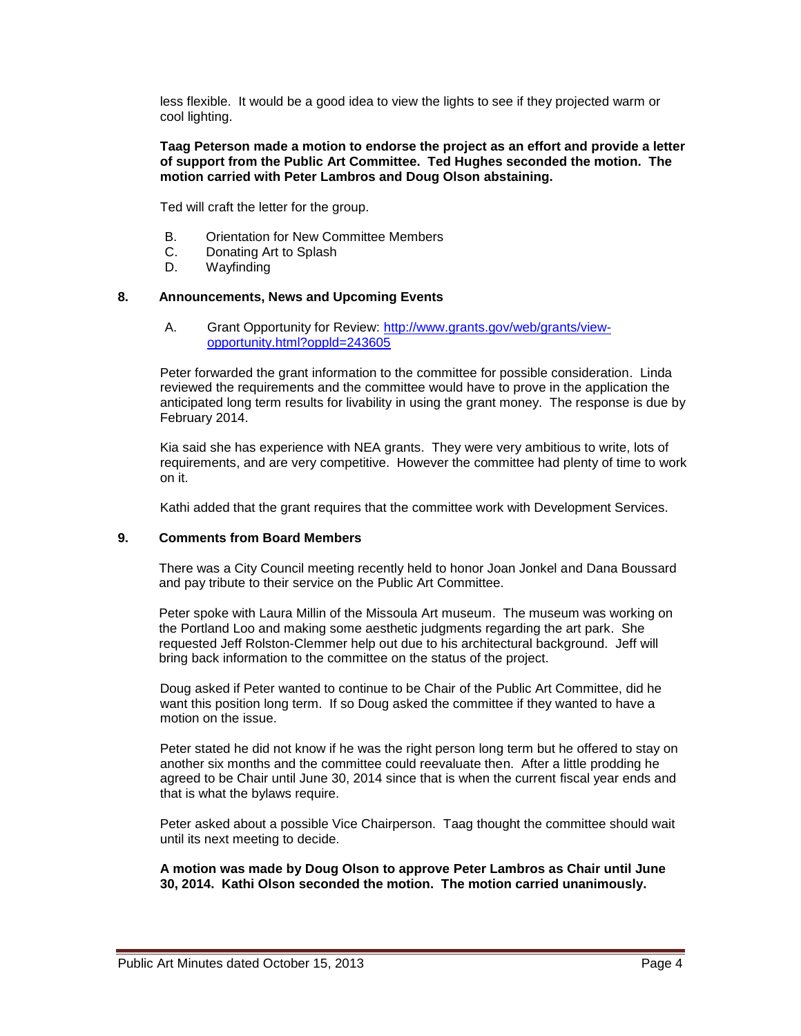less flexible. It would be a good idea to view the lights to see if they projected warm or cool lighting.

**Taag Peterson made a motion to endorse the project as an effort and provide a letter of support from the Public Art Committee. Ted Hughes seconded the motion. The motion carried with Peter Lambros and Doug Olson abstaining.**

Ted will craft the letter for the group.

B. Orientation for New Committee Members
C. Donating Art to Splash
D. Wayfinding

## 8. Announcements, News and Upcoming Events

A. Grant Opportunity for Review: [http://www.grants.gov/web/grants/view-opportunity.html?oppId=243605](http://www.grants.gov/web/grants/view-opportunity.html?oppId=243605)

Peter forwarded the grant information to the committee for possible consideration. Linda reviewed the requirements and the committee would have to prove in the application the anticipated long term results for livability in using the grant money. The response is due by February 2014.

Kia said she has experience with NEA grants. They were very ambitious to write, lots of requirements, and are very competitive. However the committee had plenty of time to work on it.

Kathi added that the grant requires that the committee work with Development Services.

## 9. Comments from Board Members

There was a City Council meeting recently held to honor Joan Jonkel and Dana Boussard and pay tribute to their service on the Public Art Committee.

Peter spoke with Laura Millin of the Missoula Art museum. The museum was working on the Portland Loo and making some aesthetic judgments regarding the art park. She requested Jeff Rolston-Clemmer help out due to his architectural background. Jeff will bring back information to the committee on the status of the project.

Doug asked if Peter wanted to continue to be Chair of the Public Art Committee, did he want this position long term. If so Doug asked the committee if they wanted to have a motion on the issue.

Peter stated he did not know if he was the right person long term but he offered to stay on another six months and the committee could reevaluate then. After a little prodding he agreed to be Chair until June 30, 2014 since that is when the current fiscal year ends and that is what the bylaws require.

Peter asked about a possible Vice Chairperson. Taag thought the committee should wait until its next meeting to decide.

**A motion was made by Doug Olson to approve Peter Lambros as Chair until June 30, 2014. Kathi Olson seconded the motion. The motion carried unanimously.**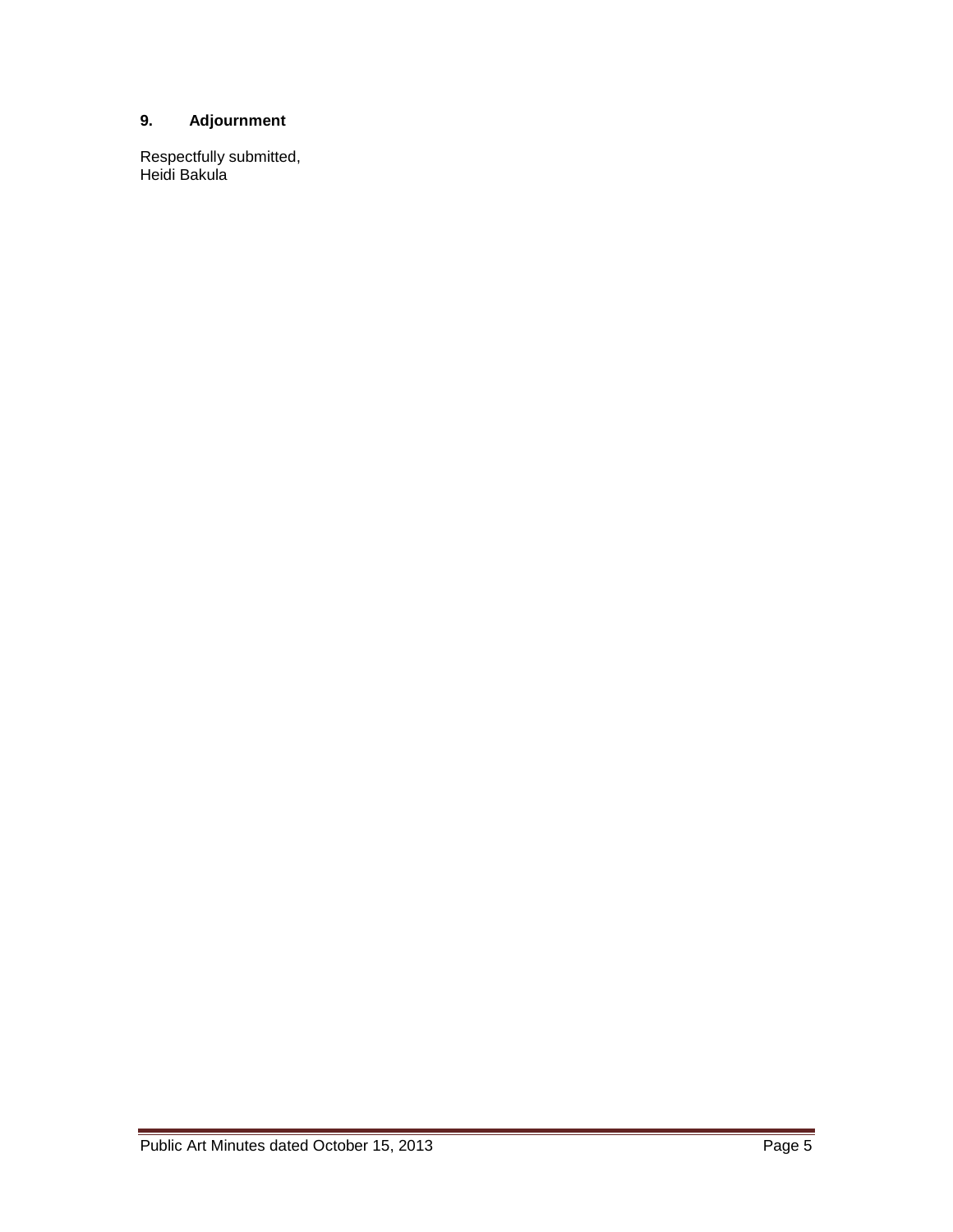## 9. Adjournment

Respectfully submitted,
Heidi Bakula